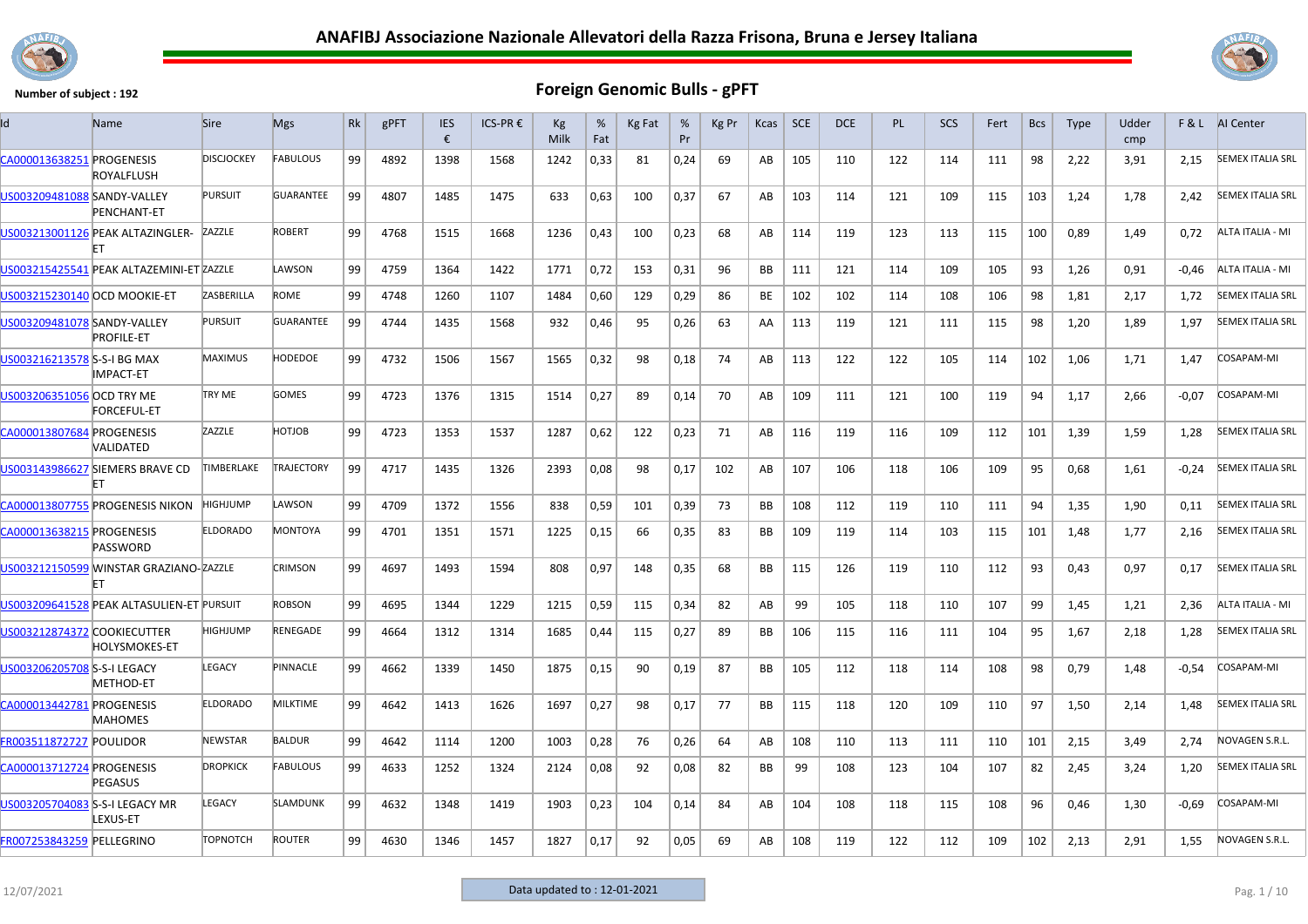## ANAFIBJ Associazione Nazionale Allevatori della Razza Frisona, Bruna e Jersey Italiana

**Number of subject : 192**

## Foreign Genomic Bulls - gPFT

| Id | Name | Sire | Mgs | Rk | gPFT | IES € | ICS-PR € | Kg Milk | % Fat | Kg Fat | % Pr | Kg Pr | Kcas | SCE | DCE | PL | SCS | Fert | Bcs | Type | Udder cmp | F & L | AI Center |
|---|---|---|---|---|---|---|---|---|---|---|---|---|---|---|---|---|---|---|---|---|---|---|---|
| CA000013638251 | PROGENESIS ROYALFLUSH | DISCJOCKEY | FABULOUS | 99 | 4892 | 1398 | 1568 | 1242 | 0,33 | 81 | 0,24 | 69 | AB | 105 | 110 | 122 | 114 | 111 | 98 | 2,22 | 3,91 | 2,15 | SEMEX ITALIA SRL |
| US003209481088 | SANDY-VALLEY PENCHANT-ET | PURSUIT | GUARANTEE | 99 | 4807 | 1485 | 1475 | 633 | 0,63 | 100 | 0,37 | 67 | AB | 103 | 114 | 121 | 109 | 115 | 103 | 1,24 | 1,78 | 2,42 | SEMEX ITALIA SRL |
| US003213001126 | PEAK ALTAZINGLER-ET | ZAZZLE | ROBERT | 99 | 4768 | 1515 | 1668 | 1236 | 0,43 | 100 | 0,23 | 68 | AB | 114 | 119 | 123 | 113 | 115 | 100 | 0,89 | 1,49 | 0,72 | ALTA ITALIA - MI |
| US003215425541 | PEAK ALTAZEMINI-ET | ZAZZLE | LAWSON | 99 | 4759 | 1364 | 1422 | 1771 | 0,72 | 153 | 0,31 | 96 | BB | 111 | 121 | 114 | 109 | 105 | 93 | 1,26 | 0,91 | -0,46 | ALTA ITALIA - MI |
| US003215230140 | OCD MOOKIE-ET | ZASBERILLA | ROME | 99 | 4748 | 1260 | 1107 | 1484 | 0,60 | 129 | 0,29 | 86 | BE | 102 | 102 | 114 | 108 | 106 | 98 | 1,81 | 2,17 | 1,72 | SEMEX ITALIA SRL |
| US003209481078 | SANDY-VALLEY PROFILE-ET | PURSUIT | GUARANTEE | 99 | 4744 | 1435 | 1568 | 932 | 0,46 | 95 | 0,26 | 63 | AA | 113 | 119 | 121 | 111 | 115 | 98 | 1,20 | 1,89 | 1,97 | SEMEX ITALIA SRL |
| US003216213578 | S-S-I BG MAX IMPACT-ET | MAXIMUS | HODEDOE | 99 | 4732 | 1506 | 1567 | 1565 | 0,32 | 98 | 0,18 | 74 | AB | 113 | 122 | 122 | 105 | 114 | 102 | 1,06 | 1,71 | 1,47 | COSAPAM-MI |
| US003206351056 | OCD TRY ME FORCEFUL-ET | TRY ME | GOMES | 99 | 4723 | 1376 | 1315 | 1514 | 0,27 | 89 | 0,14 | 70 | AB | 109 | 111 | 121 | 100 | 119 | 94 | 1,17 | 2,66 | -0,07 | COSAPAM-MI |
| CA000013807684 | PROGENESIS VALIDATED | ZAZZLE | HOTJOB | 99 | 4723 | 1353 | 1537 | 1287 | 0,62 | 122 | 0,23 | 71 | AB | 116 | 119 | 116 | 109 | 112 | 101 | 1,39 | 1,59 | 1,28 | SEMEX ITALIA SRL |
| US003143986627 | SIEMERS BRAVE CD ET | TIMBERLAKE | TRAJECTORY | 99 | 4717 | 1435 | 1326 | 2393 | 0,08 | 98 | 0,17 | 102 | AB | 107 | 106 | 118 | 106 | 109 | 95 | 0,68 | 1,61 | -0,24 | SEMEX ITALIA SRL |
| CA000013807755 | PROGENESIS NIKON | HIGHJUMP | LAWSON | 99 | 4709 | 1372 | 1556 | 838 | 0,59 | 101 | 0,39 | 73 | BB | 108 | 112 | 119 | 110 | 111 | 94 | 1,35 | 1,90 | 0,11 | SEMEX ITALIA SRL |
| CA000013638215 | PROGENESIS PASSWORD | ELDORADO | MONTOYA | 99 | 4701 | 1351 | 1571 | 1225 | 0,15 | 66 | 0,35 | 83 | BB | 109 | 119 | 114 | 103 | 115 | 101 | 1,48 | 1,77 | 2,16 | SEMEX ITALIA SRL |
| US003212150599 | WINSTAR GRAZIANO-ET | ZAZZLE | CRIMSON | 99 | 4697 | 1493 | 1594 | 808 | 0,97 | 148 | 0,35 | 68 | BB | 115 | 126 | 119 | 110 | 112 | 93 | 0,43 | 0,97 | 0,17 | SEMEX ITALIA SRL |
| US003209641528 | PEAK ALTASULIEN-ET | PURSUIT | ROBSON | 99 | 4695 | 1344 | 1229 | 1215 | 0,59 | 115 | 0,34 | 82 | AB | 99 | 105 | 118 | 110 | 107 | 99 | 1,45 | 1,21 | 2,36 | ALTA ITALIA - MI |
| US003212874372 | COOKIECUTTER HOLYSMOKES-ET | HIGHJUMP | RENEGADE | 99 | 4664 | 1312 | 1314 | 1685 | 0,44 | 115 | 0,27 | 89 | BB | 106 | 115 | 116 | 111 | 104 | 95 | 1,67 | 2,18 | 1,28 | SEMEX ITALIA SRL |
| US003206205708 | S-S-I LEGACY METHOD-ET | LEGACY | PINNACLE | 99 | 4662 | 1339 | 1450 | 1875 | 0,15 | 90 | 0,19 | 87 | BB | 105 | 112 | 118 | 114 | 108 | 98 | 0,79 | 1,48 | -0,54 | COSAPAM-MI |
| CA000013442781 | PROGENESIS MAHOMES | ELDORADO | MILKTIME | 99 | 4642 | 1413 | 1626 | 1697 | 0,27 | 98 | 0,17 | 77 | BB | 115 | 118 | 120 | 109 | 110 | 97 | 1,50 | 2,14 | 1,48 | SEMEX ITALIA SRL |
| FR003511872727 | POULIDOR | NEWSTAR | BALDUR | 99 | 4642 | 1114 | 1200 | 1003 | 0,28 | 76 | 0,26 | 64 | AB | 108 | 110 | 113 | 111 | 110 | 101 | 2,15 | 3,49 | 2,74 | NOVAGEN S.R.L. |
| CA000013712724 | PROGENESIS PEGASUS | DROPKICK | FABULOUS | 99 | 4633 | 1252 | 1324 | 2124 | 0,08 | 92 | 0,08 | 82 | BB | 99 | 108 | 123 | 104 | 107 | 82 | 2,45 | 3,24 | 1,20 | SEMEX ITALIA SRL |
| US003205704083 | S-S-I LEGACY MR LEXUS-ET | LEGACY | SLAMDUNK | 99 | 4632 | 1348 | 1419 | 1903 | 0,23 | 104 | 0,14 | 84 | AB | 104 | 108 | 118 | 115 | 108 | 96 | 0,46 | 1,30 | -0,69 | COSAPAM-MI |
| FR007253843259 | PELLEGRINO | TOPNOTCH | ROUTER | 99 | 4630 | 1346 | 1457 | 1827 | 0,17 | 92 | 0,05 | 69 | AB | 108 | 119 | 122 | 112 | 109 | 102 | 2,13 | 2,91 | 1,55 | NOVAGEN S.R.L. |

12/07/2021

Data updated to : 12-01-2021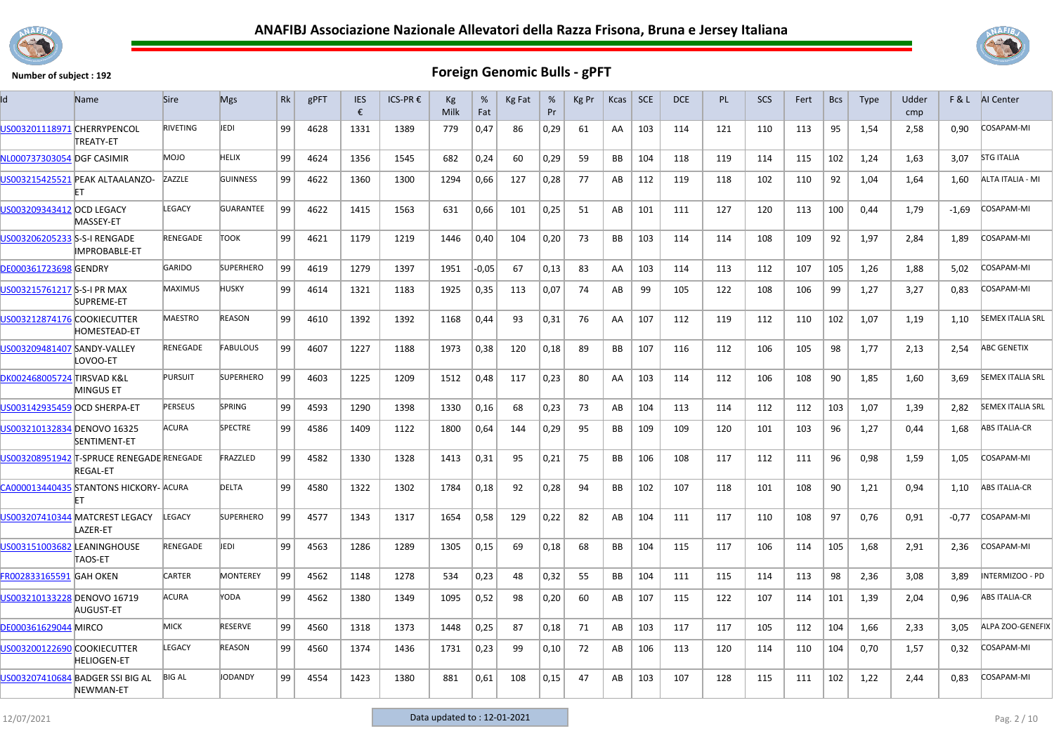# ANAFIBJ Associazione Nazionale Allevatori della Razza Frisona, Bruna e Jersey Italiana

**Number of subject : 192**

## Foreign Genomic Bulls - gPFT

| Id | Name | Sire | Mgs | Rk | gPFT | IES € | ICS-PR € | Kg Milk | % Fat | Kg Fat | % Pr | Kg Pr | Kcas | SCE | DCE | PL | SCS | Fert | Bcs | Type | Udder cmp | F & L | AI Center |
|---|---|---|---|---|---|---|---|---|---|---|---|---|---|---|---|---|---|---|---|---|---|---|---|
| US003201118971 | CHERRYPENCOL TREATY-ET | RIVETING | JEDI | 99 | 4628 | 1331 | 1389 | 779 | 0,47 | 86 | 0,29 | 61 | AA | 103 | 114 | 121 | 110 | 113 | 95 | 1,54 | 2,58 | 0,90 | COSAPAM-MI |
| NL000737303054 | DGF CASIMIR | MOJO | HELIX | 99 | 4624 | 1356 | 1545 | 682 | 0,24 | 60 | 0,29 | 59 | BB | 104 | 118 | 119 | 114 | 115 | 102 | 1,24 | 1,63 | 3,07 | STG ITALIA |
| US003215425521 | PEAK ALTAALANZO-ET | ZAZZLE | GUINNESS | 99 | 4622 | 1360 | 1300 | 1294 | 0,66 | 127 | 0,28 | 77 | AB | 112 | 119 | 118 | 102 | 110 | 92 | 1,04 | 1,64 | 1,60 | ALTA ITALIA - MI |
| US003209343412 | OCD LEGACY MASSEY-ET | LEGACY | GUARANTEE | 99 | 4622 | 1415 | 1563 | 631 | 0,66 | 101 | 0,25 | 51 | AB | 101 | 111 | 127 | 120 | 113 | 100 | 0,44 | 1,79 | -1,69 | COSAPAM-MI |
| US003206205233 | S-S-I RENGADE IMPROBABLE-ET | RENEGADE | TOOK | 99 | 4621 | 1179 | 1219 | 1446 | 0,40 | 104 | 0,20 | 73 | BB | 103 | 114 | 114 | 108 | 109 | 92 | 1,97 | 2,84 | 1,89 | COSAPAM-MI |
| DE000361723698 | GENDRY | GARIDO | SUPERHERO | 99 | 4619 | 1279 | 1397 | 1951 | -0,05 | 67 | 0,13 | 83 | AA | 103 | 114 | 113 | 112 | 107 | 105 | 1,26 | 1,88 | 5,02 | COSAPAM-MI |
| US003215761217 | S-S-I PR MAX SUPREME-ET | MAXIMUS | HUSKY | 99 | 4614 | 1321 | 1183 | 1925 | 0,35 | 113 | 0,07 | 74 | AB | 99 | 105 | 122 | 108 | 106 | 99 | 1,27 | 3,27 | 0,83 | COSAPAM-MI |
| US003212874176 | COOKIECUTTER HOMESTEAD-ET | MAESTRO | REASON | 99 | 4610 | 1392 | 1392 | 1168 | 0,44 | 93 | 0,31 | 76 | AA | 107 | 112 | 119 | 112 | 110 | 102 | 1,07 | 1,19 | 1,10 | SEMEX ITALIA SRL |
| US003209481407 | SANDY-VALLEY LOVOO-ET | RENEGADE | FABULOUS | 99 | 4607 | 1227 | 1188 | 1973 | 0,38 | 120 | 0,18 | 89 | BB | 107 | 116 | 112 | 106 | 105 | 98 | 1,77 | 2,13 | 2,54 | ABC GENETIX |
| DK002468005724 | TIRSVAD K&L MINGUS ET | PURSUIT | SUPERHERO | 99 | 4603 | 1225 | 1209 | 1512 | 0,48 | 117 | 0,23 | 80 | AA | 103 | 114 | 112 | 106 | 108 | 90 | 1,85 | 1,60 | 3,69 | SEMEX ITALIA SRL |
| US003142935459 | OCD SHERPA-ET | PERSEUS | SPRING | 99 | 4593 | 1290 | 1398 | 1330 | 0,16 | 68 | 0,23 | 73 | AB | 104 | 113 | 114 | 112 | 112 | 103 | 1,07 | 1,39 | 2,82 | SEMEX ITALIA SRL |
| US003210132834 | DENOVO 16325 SENTIMENT-ET | ACURA | SPECTRE | 99 | 4586 | 1409 | 1122 | 1800 | 0,64 | 144 | 0,29 | 95 | BB | 109 | 109 | 120 | 101 | 103 | 96 | 1,27 | 0,44 | 1,68 | ABS ITALIA-CR |
| US003208951942 | T-SPRUCE RENEGADE REGAL-ET | RENEGADE | FRAZZLED | 99 | 4582 | 1330 | 1328 | 1413 | 0,31 | 95 | 0,21 | 75 | BB | 106 | 108 | 117 | 112 | 111 | 96 | 0,98 | 1,59 | 1,05 | COSAPAM-MI |
| CA000013440435 | STANTONS HICKORY-ET | ACURA | DELTA | 99 | 4580 | 1322 | 1302 | 1784 | 0,18 | 92 | 0,28 | 94 | BB | 102 | 107 | 118 | 101 | 108 | 90 | 1,21 | 0,94 | 1,10 | ABS ITALIA-CR |
| US003207410344 | MATCREST LEGACY LAZER-ET | LEGACY | SUPERHERO | 99 | 4577 | 1343 | 1317 | 1654 | 0,58 | 129 | 0,22 | 82 | AB | 104 | 111 | 117 | 110 | 108 | 97 | 0,76 | 0,91 | -0,77 | COSAPAM-MI |
| US003151003682 | LEANINGHOUSE TAOS-ET | RENEGADE | JEDI | 99 | 4563 | 1286 | 1289 | 1305 | 0,15 | 69 | 0,18 | 68 | BB | 104 | 115 | 117 | 106 | 114 | 105 | 1,68 | 2,91 | 2,36 | COSAPAM-MI |
| FR002833165591 | GAH OKEN | CARTER | MONTEREY | 99 | 4562 | 1148 | 1278 | 534 | 0,23 | 48 | 0,32 | 55 | BB | 104 | 111 | 115 | 114 | 113 | 98 | 2,36 | 3,08 | 3,89 | INTERMIZOO - PD |
| US003210133228 | DENOVO 16719 AUGUST-ET | ACURA | YODA | 99 | 4562 | 1380 | 1349 | 1095 | 0,52 | 98 | 0,20 | 60 | AB | 107 | 115 | 122 | 107 | 114 | 101 | 1,39 | 2,04 | 0,96 | ABS ITALIA-CR |
| DE000361629044 | MIRCO | MICK | RESERVE | 99 | 4560 | 1318 | 1373 | 1448 | 0,25 | 87 | 0,18 | 71 | AB | 103 | 117 | 117 | 105 | 112 | 104 | 1,66 | 2,33 | 3,05 | ALPA ZOO-GENEFIX |
| US003200122690 | COOKIECUTTER HELIOGEN-ET | LEGACY | REASON | 99 | 4560 | 1374 | 1436 | 1731 | 0,23 | 99 | 0,10 | 72 | AB | 106 | 113 | 120 | 114 | 110 | 104 | 0,70 | 1,57 | 0,32 | COSAPAM-MI |
| US003207410684 | BADGER SSI BIG AL NEWMAN-ET | BIG AL | JODANDY | 99 | 4554 | 1423 | 1380 | 881 | 0,61 | 108 | 0,15 | 47 | AB | 103 | 107 | 128 | 115 | 111 | 102 | 1,22 | 2,44 | 0,83 | COSAPAM-MI |

12/07/2021 — Data updated to : 12-01-2021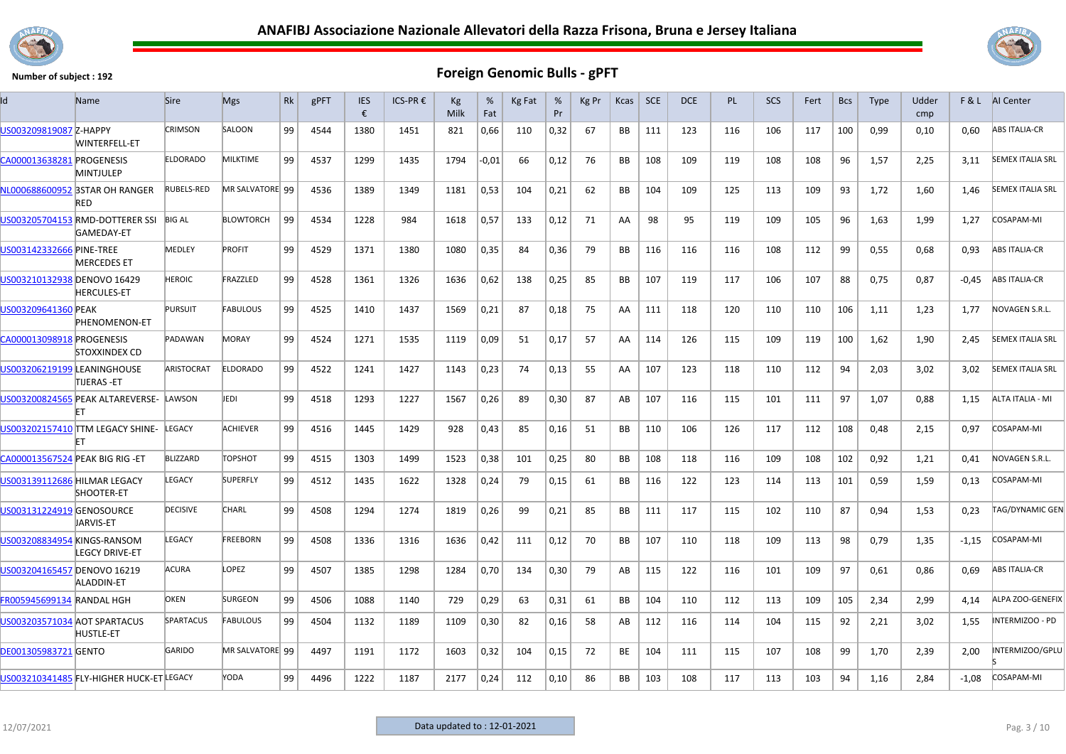# ANAFIBJ Associazione Nazionale Allevatori della Razza Frisona, Bruna e Jersey Italiana

Number of subject : 192

## Foreign Genomic Bulls - gPFT

| Id | Name | Sire | Mgs | Rk | gPFT | IES € | ICS-PR € | Kg Milk | % Fat | Kg Fat | % Pr | Kg Pr | Kcas | SCE | DCE | PL | SCS | Fert | Bcs | Type | Udder cmp | F & L | AI Center |
|---|---|---|---|---|---|---|---|---|---|---|---|---|---|---|---|---|---|---|---|---|---|---|---|
| US003209819087 | Z-HAPPY WINTERFELL-ET | CRIMSON | SALOON | 99 | 4544 | 1380 | 1451 | 821 | 0,66 | 110 | 0,32 | 67 | BB | 111 | 123 | 116 | 106 | 117 | 100 | 0,99 | 0,10 | 0,60 | ABS ITALIA-CR |
| CA000013638281 | PROGENESIS MINTJULEP | ELDORADO | MILKTIME | 99 | 4537 | 1299 | 1435 | 1794 | -0,01 | 66 | 0,12 | 76 | BB | 108 | 109 | 119 | 108 | 108 | 96 | 1,57 | 2,25 | 3,11 | SEMEX ITALIA SRL |
| NL000688600952 | 3STAR OH RANGER RED | RUBELS-RED | MR SALVATORE | 99 | 4536 | 1389 | 1349 | 1181 | 0,53 | 104 | 0,21 | 62 | BB | 104 | 109 | 125 | 113 | 109 | 93 | 1,72 | 1,60 | 1,46 | SEMEX ITALIA SRL |
| US003205704153 | RMD-DOTTERER SSI GAMEDAY-ET | BIG AL | BLOWTORCH | 99 | 4534 | 1228 | 984 | 1618 | 0,57 | 133 | 0,12 | 71 | AA | 98 | 95 | 119 | 109 | 105 | 96 | 1,63 | 1,99 | 1,27 | COSAPAM-MI |
| US003142332666 | PINE-TREE MERCEDES ET | MEDLEY | PROFIT | 99 | 4529 | 1371 | 1380 | 1080 | 0,35 | 84 | 0,36 | 79 | BB | 116 | 116 | 116 | 108 | 112 | 99 | 0,55 | 0,68 | 0,93 | ABS ITALIA-CR |
| US003210132938 | DENOVO 16429 HERCULES-ET | HEROIC | FRAZZLED | 99 | 4528 | 1361 | 1326 | 1636 | 0,62 | 138 | 0,25 | 85 | BB | 107 | 119 | 117 | 106 | 107 | 88 | 0,75 | 0,87 | -0,45 | ABS ITALIA-CR |
| US003209641360 | PEAK PHENOMENON-ET | PURSUIT | FABULOUS | 99 | 4525 | 1410 | 1437 | 1569 | 0,21 | 87 | 0,18 | 75 | AA | 111 | 118 | 120 | 110 | 110 | 106 | 1,11 | 1,23 | 1,77 | NOVAGEN S.R.L. |
| CA000013098918 | PROGENESIS STOXXINDEX CD | PADAWAN | MORAY | 99 | 4524 | 1271 | 1535 | 1119 | 0,09 | 51 | 0,17 | 57 | AA | 114 | 126 | 115 | 109 | 119 | 100 | 1,62 | 1,90 | 2,45 | SEMEX ITALIA SRL |
| US003206219199 | LEANINGHOUSE TIJERAS -ET | ARISTOCRAT | ELDORADO | 99 | 4522 | 1241 | 1427 | 1143 | 0,23 | 74 | 0,13 | 55 | AA | 107 | 123 | 118 | 110 | 112 | 94 | 2,03 | 3,02 | 3,02 | SEMEX ITALIA SRL |
| US003200824565 | PEAK ALTAREVERSE-ET | LAWSON | JEDI | 99 | 4518 | 1293 | 1227 | 1567 | 0,26 | 89 | 0,30 | 87 | AB | 107 | 116 | 115 | 101 | 111 | 97 | 1,07 | 0,88 | 1,15 | ALTA ITALIA - MI |
| US003202157410 | TTM LEGACY SHINE-ET | LEGACY | ACHIEVER | 99 | 4516 | 1445 | 1429 | 928 | 0,43 | 85 | 0,16 | 51 | BB | 110 | 106 | 126 | 117 | 112 | 108 | 0,48 | 2,15 | 0,97 | COSAPAM-MI |
| CA000013567524 | PEAK BIG RIG -ET | BLIZZARD | TOPSHOT | 99 | 4515 | 1303 | 1499 | 1523 | 0,38 | 101 | 0,25 | 80 | BB | 108 | 118 | 116 | 109 | 108 | 102 | 0,92 | 1,21 | 0,41 | NOVAGEN S.R.L. |
| US003139112686 | HILMAR LEGACY SHOOTER-ET | LEGACY | SUPERFLY | 99 | 4512 | 1435 | 1622 | 1328 | 0,24 | 79 | 0,15 | 61 | BB | 116 | 122 | 123 | 114 | 113 | 101 | 0,59 | 1,59 | 0,13 | COSAPAM-MI |
| US003131224919 | GENOSOURCE JARVIS-ET | DECISIVE | CHARL | 99 | 4508 | 1294 | 1274 | 1819 | 0,26 | 99 | 0,21 | 85 | BB | 111 | 117 | 115 | 102 | 110 | 87 | 0,94 | 1,53 | 0,23 | TAG/DYNAMIC GEN |
| US003208834954 | KINGS-RANSOM LEGCY DRIVE-ET | LEGACY | FREEBORN | 99 | 4508 | 1336 | 1316 | 1636 | 0,42 | 111 | 0,12 | 70 | BB | 107 | 110 | 118 | 109 | 113 | 98 | 0,79 | 1,35 | -1,15 | COSAPAM-MI |
| US003204165457 | DENOVO 16219 ALADDIN-ET | ACURA | LOPEZ | 99 | 4507 | 1385 | 1298 | 1284 | 0,70 | 134 | 0,30 | 79 | AB | 115 | 122 | 116 | 101 | 109 | 97 | 0,61 | 0,86 | 0,69 | ABS ITALIA-CR |
| FR005945699134 | RANDAL HGH | OKEN | SURGEON | 99 | 4506 | 1088 | 1140 | 729 | 0,29 | 63 | 0,31 | 61 | BB | 104 | 110 | 112 | 113 | 109 | 105 | 2,34 | 2,99 | 4,14 | ALPA ZOO-GENEFIX |
| US003203571034 | AOT SPARTACUS HUSTLE-ET | SPARTACUS | FABULOUS | 99 | 4504 | 1132 | 1189 | 1109 | 0,30 | 82 | 0,16 | 58 | AB | 112 | 116 | 114 | 104 | 115 | 92 | 2,21 | 3,02 | 1,55 | INTERMIZOO - PD |
| DE001305983721 | GENTO | GARIDO | MR SALVATORE | 99 | 4497 | 1191 | 1172 | 1603 | 0,32 | 104 | 0,15 | 72 | BE | 104 | 111 | 115 | 107 | 108 | 99 | 1,70 | 2,39 | 2,00 | INTERMIZOO/GPLUS |
| US003210341485 | FLY-HIGHER HUCK-ET | LEGACY | YODA | 99 | 4496 | 1222 | 1187 | 2177 | 0,24 | 112 | 0,10 | 86 | BB | 103 | 108 | 117 | 113 | 103 | 94 | 1,16 | 2,84 | -1,08 | COSAPAM-MI |

12/07/2021 — Data updated to : 12-01-2021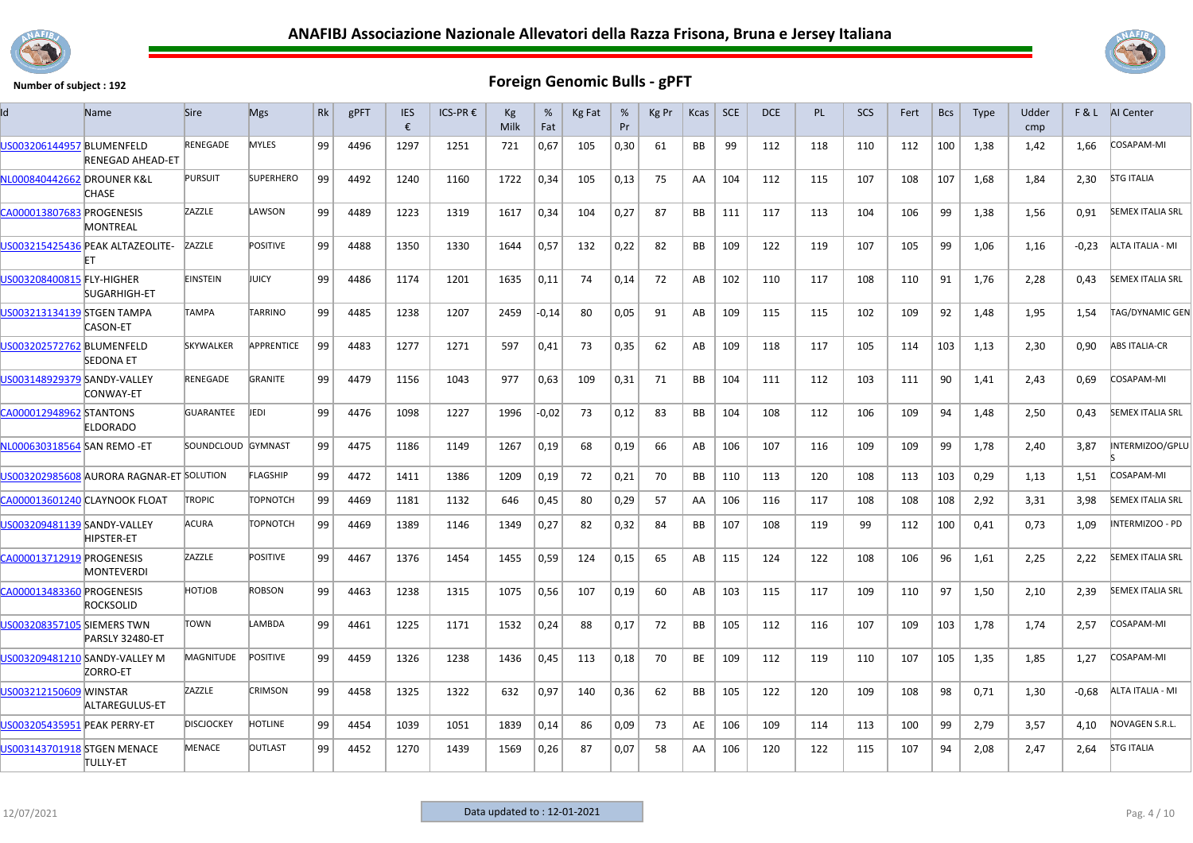# ANAFIBJ Associazione Nazionale Allevatori della Razza Frisona, Bruna e Jersey Italiana

**Number of subject : 192**

## Foreign Genomic Bulls - gPFT

| Id | Name | Sire | Mgs | Rk | gPFT | IES € | ICS-PR € | Kg Milk | % Fat | Kg Fat | % Pr | Kg Pr | Kcas | SCE | DCE | PL | SCS | Fert | Bcs | Type | Udder cmp | F & L | AI Center |
|---|---|---|---|---|---|---|---|---|---|---|---|---|---|---|---|---|---|---|---|---|---|---|---|
| US003206144957 | BLUMENFELD RENEGAD AHEAD-ET | RENEGADE | MYLES | 99 | 4496 | 1297 | 1251 | 721 | 0,67 | 105 | 0,30 | 61 | BB | 99 | 112 | 118 | 110 | 112 | 100 | 1,38 | 1,42 | 1,66 | COSAPAM-MI |
| NL000840442662 | DROUNER K&L CHASE | PURSUIT | SUPERHERO | 99 | 4492 | 1240 | 1160 | 1722 | 0,34 | 105 | 0,13 | 75 | AA | 104 | 112 | 115 | 107 | 108 | 107 | 1,68 | 1,84 | 2,30 | STG ITALIA |
| CA000013807683 | PROGENESIS MONTREAL | ZAZZLE | LAWSON | 99 | 4489 | 1223 | 1319 | 1617 | 0,34 | 104 | 0,27 | 87 | BB | 111 | 117 | 113 | 104 | 106 | 99 | 1,38 | 1,56 | 0,91 | SEMEX ITALIA SRL |
| US003215425436 | PEAK ALTAZEOLITE-ET | ZAZZLE | POSITIVE | 99 | 4488 | 1350 | 1330 | 1644 | 0,57 | 132 | 0,22 | 82 | BB | 109 | 122 | 119 | 107 | 105 | 99 | 1,06 | 1,16 | -0,23 | ALTA ITALIA - MI |
| US003208400815 | FLY-HIGHER SUGARHIGH-ET | EINSTEIN | JUICY | 99 | 4486 | 1174 | 1201 | 1635 | 0,11 | 74 | 0,14 | 72 | AB | 102 | 110 | 117 | 108 | 110 | 91 | 1,76 | 2,28 | 0,43 | SEMEX ITALIA SRL |
| US003213134139 | STGEN TAMPA CASON-ET | TAMPA | TARRINO | 99 | 4485 | 1238 | 1207 | 2459 | -0,14 | 80 | 0,05 | 91 | AB | 109 | 115 | 115 | 102 | 109 | 92 | 1,48 | 1,95 | 1,54 | TAG/DYNAMIC GEN |
| US003202572762 | BLUMENFELD SEDONA ET | SKYWALKER | APPRENTICE | 99 | 4483 | 1277 | 1271 | 597 | 0,41 | 73 | 0,35 | 62 | AB | 109 | 118 | 117 | 105 | 114 | 103 | 1,13 | 2,30 | 0,90 | ABS ITALIA-CR |
| US003148929379 | SANDY-VALLEY CONWAY-ET | RENEGADE | GRANITE | 99 | 4479 | 1156 | 1043 | 977 | 0,63 | 109 | 0,31 | 71 | BB | 104 | 111 | 112 | 103 | 111 | 90 | 1,41 | 2,43 | 0,69 | COSAPAM-MI |
| CA000012948962 | STANTONS ELDORADO | GUARANTEE | JEDI | 99 | 4476 | 1098 | 1227 | 1996 | -0,02 | 73 | 0,12 | 83 | BB | 104 | 108 | 112 | 106 | 109 | 94 | 1,48 | 2,50 | 0,43 | SEMEX ITALIA SRL |
| NL000630318564 | SAN REMO -ET | SOUNDCLOUD | GYMNAST | 99 | 4475 | 1186 | 1149 | 1267 | 0,19 | 68 | 0,19 | 66 | AB | 106 | 107 | 116 | 109 | 109 | 99 | 1,78 | 2,40 | 3,87 | INTERMIZOO/GPLUS |
| US003202985608 | AURORA RAGNAR-ET | SOLUTION | FLAGSHIP | 99 | 4472 | 1411 | 1386 | 1209 | 0,19 | 72 | 0,21 | 70 | BB | 110 | 113 | 120 | 108 | 113 | 103 | 0,29 | 1,13 | 1,51 | COSAPAM-MI |
| CA000013601240 | CLAYNOOK FLOAT | TROPIC | TOPNOTCH | 99 | 4469 | 1181 | 1132 | 646 | 0,45 | 80 | 0,29 | 57 | AA | 106 | 116 | 117 | 108 | 108 | 108 | 2,92 | 3,31 | 3,98 | SEMEX ITALIA SRL |
| US003209481139 | SANDY-VALLEY HIPSTER-ET | ACURA | TOPNOTCH | 99 | 4469 | 1389 | 1146 | 1349 | 0,27 | 82 | 0,32 | 84 | BB | 107 | 108 | 119 | 99 | 112 | 100 | 0,41 | 0,73 | 1,09 | INTERMIZOO - PD |
| CA000013712919 | PROGENESIS MONTEVERDI | ZAZZLE | POSITIVE | 99 | 4467 | 1376 | 1454 | 1455 | 0,59 | 124 | 0,15 | 65 | AB | 115 | 124 | 122 | 108 | 106 | 96 | 1,61 | 2,25 | 2,22 | SEMEX ITALIA SRL |
| CA000013483360 | PROGENESIS ROCKSOLID | HOTJOB | ROBSON | 99 | 4463 | 1238 | 1315 | 1075 | 0,56 | 107 | 0,19 | 60 | AB | 103 | 115 | 117 | 109 | 110 | 97 | 1,50 | 2,10 | 2,39 | SEMEX ITALIA SRL |
| US003208357105 | SIEMERS TWN PARSLY 32480-ET | TOWN | LAMBDA | 99 | 4461 | 1225 | 1171 | 1532 | 0,24 | 88 | 0,17 | 72 | BB | 105 | 112 | 116 | 107 | 109 | 103 | 1,78 | 1,74 | 2,57 | COSAPAM-MI |
| US003209481210 | SANDY-VALLEY M ZORRO-ET | MAGNITUDE | POSITIVE | 99 | 4459 | 1326 | 1238 | 1436 | 0,45 | 113 | 0,18 | 70 | BE | 109 | 112 | 119 | 110 | 107 | 105 | 1,35 | 1,85 | 1,27 | COSAPAM-MI |
| US003212150609 | WINSTAR ALTAREGULUS-ET | ZAZZLE | CRIMSON | 99 | 4458 | 1325 | 1322 | 632 | 0,97 | 140 | 0,36 | 62 | BB | 105 | 122 | 120 | 109 | 108 | 98 | 0,71 | 1,30 | -0,68 | ALTA ITALIA - MI |
| US003205435951 | PEAK PERRY-ET | DISCJOCKEY | HOTLINE | 99 | 4454 | 1039 | 1051 | 1839 | 0,14 | 86 | 0,09 | 73 | AE | 106 | 109 | 114 | 113 | 100 | 99 | 2,79 | 3,57 | 4,10 | NOVAGEN S.R.L. |
| US003143701918 | STGEN MENACE TULLY-ET | MENACE | OUTLAST | 99 | 4452 | 1270 | 1439 | 1569 | 0,26 | 87 | 0,07 | 58 | AA | 106 | 120 | 122 | 115 | 107 | 94 | 2,08 | 2,47 | 2,64 | STG ITALIA |

12/07/2021

Data updated to : 12-01-2021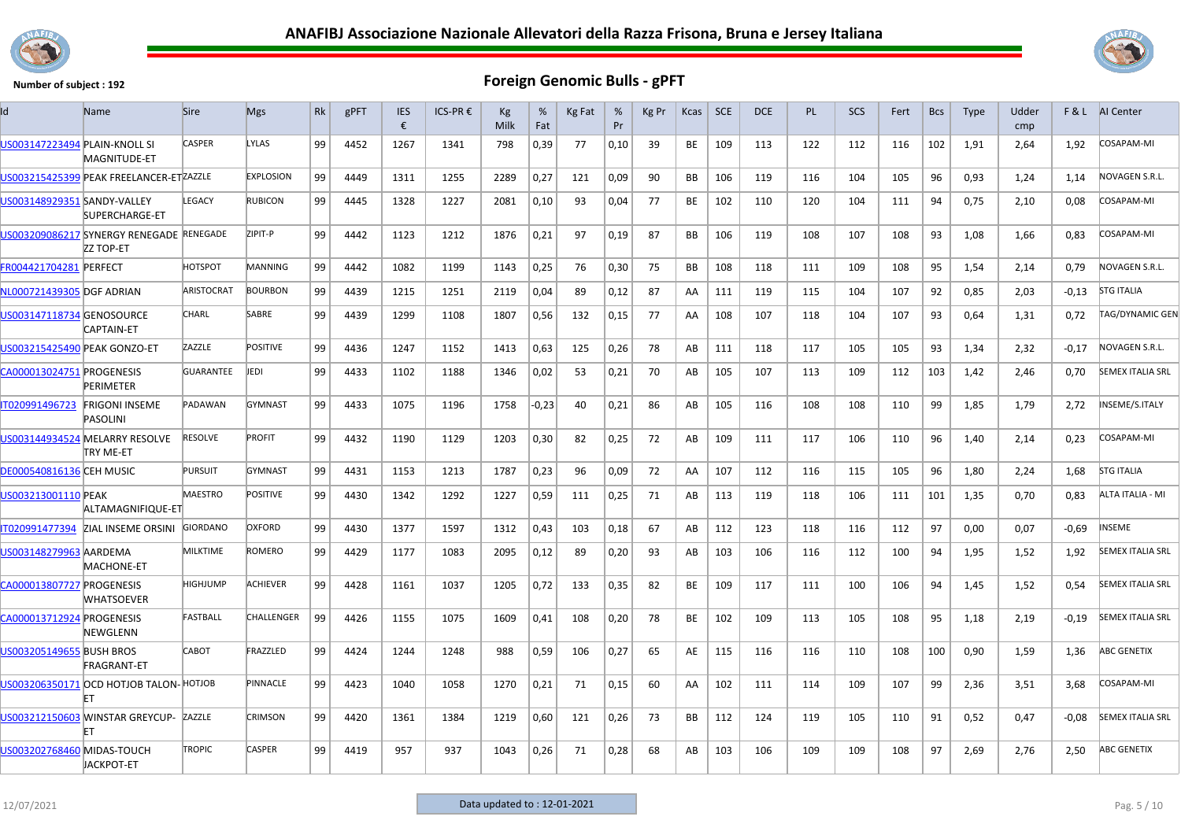# ANAFIBJ Associazione Nazionale Allevatori della Razza Frisona, Bruna e Jersey Italiana

**Number of subject : 192**

## Foreign Genomic Bulls - gPFT

| Id | Name | Sire | Mgs | Rk | gPFT | IES € | ICS-PR € | Kg Milk | % Fat | Kg Fat | % Pr | Kg Pr | Kcas | SCE | DCE | PL | SCS | Fert | Bcs | Type | Udder cmp | F & L | AI Center |
|---|---|---|---|---|---|---|---|---|---|---|---|---|---|---|---|---|---|---|---|---|---|---|---|
| US003147223494 | PLAIN-KNOLL SI MAGNITUDE-ET | CASPER | LYLAS | 99 | 4452 | 1267 | 1341 | 798 | 0,39 | 77 | 0,10 | 39 | BE | 109 | 113 | 122 | 112 | 116 | 102 | 1,91 | 2,64 | 1,92 | COSAPAM-MI |
| US003215425399 | PEAK FREELANCER-ET | ZAZZLE | EXPLOSION | 99 | 4449 | 1311 | 1255 | 2289 | 0,27 | 121 | 0,09 | 90 | BB | 106 | 119 | 116 | 104 | 105 | 96 | 0,93 | 1,24 | 1,14 | NOVAGEN S.R.L. |
| US003148929351 | SANDY-VALLEY SUPERCHARGE-ET | LEGACY | RUBICON | 99 | 4445 | 1328 | 1227 | 2081 | 0,10 | 93 | 0,04 | 77 | BE | 102 | 110 | 120 | 104 | 111 | 94 | 0,75 | 2,10 | 0,08 | COSAPAM-MI |
| US003209086217 | SYNERGY RENEGADE ZZ TOP-ET | RENEGADE | ZIPIT-P | 99 | 4442 | 1123 | 1212 | 1876 | 0,21 | 97 | 0,19 | 87 | BB | 106 | 119 | 108 | 107 | 108 | 93 | 1,08 | 1,66 | 0,83 | COSAPAM-MI |
| FR004421704281 | PERFECT | HOTSPOT | MANNING | 99 | 4442 | 1082 | 1199 | 1143 | 0,25 | 76 | 0,30 | 75 | BB | 108 | 118 | 111 | 109 | 108 | 95 | 1,54 | 2,14 | 0,79 | NOVAGEN S.R.L. |
| NL000721439305 | DGF ADRIAN | ARISTOCRAT | BOURBON | 99 | 4439 | 1215 | 1251 | 2119 | 0,04 | 89 | 0,12 | 87 | AA | 111 | 119 | 115 | 104 | 107 | 92 | 0,85 | 2,03 | -0,13 | STG ITALIA |
| US003147118734 | GENOSOURCE CAPTAIN-ET | CHARL | SABRE | 99 | 4439 | 1299 | 1108 | 1807 | 0,56 | 132 | 0,15 | 77 | AA | 108 | 107 | 118 | 104 | 107 | 93 | 0,64 | 1,31 | 0,72 | TAG/DYNAMIC GEN |
| US003215425490 | PEAK GONZO-ET | ZAZZLE | POSITIVE | 99 | 4436 | 1247 | 1152 | 1413 | 0,63 | 125 | 0,26 | 78 | AB | 111 | 118 | 117 | 105 | 105 | 93 | 1,34 | 2,32 | -0,17 | NOVAGEN S.R.L. |
| CA000013024751 | PROGENESIS PERIMETER | GUARANTEE | JEDI | 99 | 4433 | 1102 | 1188 | 1346 | 0,02 | 53 | 0,21 | 70 | AB | 105 | 107 | 113 | 109 | 112 | 103 | 1,42 | 2,46 | 0,70 | SEMEX ITALIA SRL |
| IT020991496723 | FRIGONI INSEME PASOLINI | PADAWAN | GYMNAST | 99 | 4433 | 1075 | 1196 | 1758 | -0,23 | 40 | 0,21 | 86 | AB | 105 | 116 | 108 | 108 | 110 | 99 | 1,85 | 1,79 | 2,72 | INSEME/S.ITALY |
| US003144934524 | MELARRY RESOLVE TRY ME-ET | RESOLVE | PROFIT | 99 | 4432 | 1190 | 1129 | 1203 | 0,30 | 82 | 0,25 | 72 | AB | 109 | 111 | 117 | 106 | 110 | 96 | 1,40 | 2,14 | 0,23 | COSAPAM-MI |
| DE000540816136 | CEH MUSIC | PURSUIT | GYMNAST | 99 | 4431 | 1153 | 1213 | 1787 | 0,23 | 96 | 0,09 | 72 | AA | 107 | 112 | 116 | 115 | 105 | 96 | 1,80 | 2,24 | 1,68 | STG ITALIA |
| US003213001110 | PEAK ALTAMAGNIFIQUE-ET | MAESTRO | POSITIVE | 99 | 4430 | 1342 | 1292 | 1227 | 0,59 | 111 | 0,25 | 71 | AB | 113 | 119 | 118 | 106 | 111 | 101 | 1,35 | 0,70 | 0,83 | ALTA ITALIA - MI |
| IT020991477394 | ZIAL INSEME ORSINI | GIORDANO | OXFORD | 99 | 4430 | 1377 | 1597 | 1312 | 0,43 | 103 | 0,18 | 67 | AB | 112 | 123 | 118 | 116 | 112 | 97 | 0,00 | 0,07 | -0,69 | INSEME |
| US003148279963 | AARDEMA MACHONE-ET | MILKTIME | ROMERO | 99 | 4429 | 1177 | 1083 | 2095 | 0,12 | 89 | 0,20 | 93 | AB | 103 | 106 | 116 | 112 | 100 | 94 | 1,95 | 1,52 | 1,92 | SEMEX ITALIA SRL |
| CA000013807727 | PROGENESIS WHATSOEVER | HIGHJUMP | ACHIEVER | 99 | 4428 | 1161 | 1037 | 1205 | 0,72 | 133 | 0,35 | 82 | BE | 109 | 117 | 111 | 100 | 106 | 94 | 1,45 | 1,52 | 0,54 | SEMEX ITALIA SRL |
| CA000013712924 | PROGENESIS NEWGLENN | FASTBALL | CHALLENGER | 99 | 4426 | 1155 | 1075 | 1609 | 0,41 | 108 | 0,20 | 78 | BE | 102 | 109 | 113 | 105 | 108 | 95 | 1,18 | 2,19 | -0,19 | SEMEX ITALIA SRL |
| US003205149655 | BUSH BROS FRAGRANT-ET | CABOT | FRAZZLED | 99 | 4424 | 1244 | 1248 | 988 | 0,59 | 106 | 0,27 | 65 | AE | 115 | 116 | 116 | 110 | 108 | 100 | 0,90 | 1,59 | 1,36 | ABC GENETIX |
| US003206350171 | OCD HOTJOB TALON-ET | HOTJOB | PINNACLE | 99 | 4423 | 1040 | 1058 | 1270 | 0,21 | 71 | 0,15 | 60 | AA | 102 | 111 | 114 | 109 | 107 | 99 | 2,36 | 3,51 | 3,68 | COSAPAM-MI |
| US003212150603 | WINSTAR GREYCUP-ET | ZAZZLE | CRIMSON | 99 | 4420 | 1361 | 1384 | 1219 | 0,60 | 121 | 0,26 | 73 | BB | 112 | 124 | 119 | 105 | 110 | 91 | 0,52 | 0,47 | -0,08 | SEMEX ITALIA SRL |
| US003202768460 | MIDAS-TOUCH JACKPOT-ET | TROPIC | CASPER | 99 | 4419 | 957 | 937 | 1043 | 0,26 | 71 | 0,28 | 68 | AB | 103 | 106 | 109 | 109 | 108 | 97 | 2,69 | 2,76 | 2,50 | ABC GENETIX |

12/07/2021

Data updated to : 12-01-2021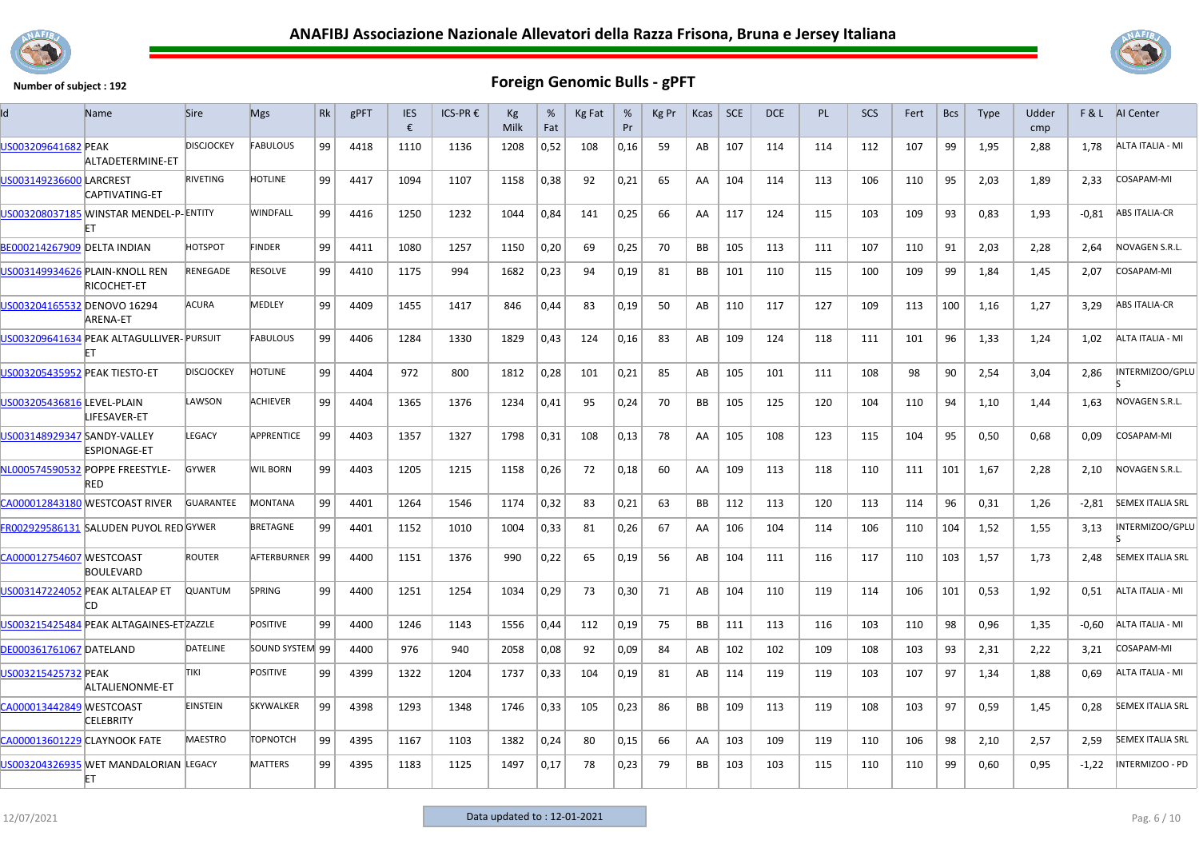# ANAFIBJ Associazione Nazionale Allevatori della Razza Frisona, Bruna e Jersey Italiana

**Number of subject : 192**

## Foreign Genomic Bulls - gPFT

| Id | Name | Sire | Mgs | Rk | gPFT | IES € | ICS-PR € | Kg Milk | % Fat | Kg Fat | % Pr | Kg Pr | Kcas | SCE | DCE | PL | SCS | Fert | Bcs | Type | Udder cmp | F & L | AI Center |
|---|---|---|---|---|---|---|---|---|---|---|---|---|---|---|---|---|---|---|---|---|---|---|---|
| US003209641682 | PEAK ALTADETERMINE-ET | DISCJOCKEY | FABULOUS | 99 | 4418 | 1110 | 1136 | 1208 | 0,52 | 108 | 0,16 | 59 | AB | 107 | 114 | 114 | 112 | 107 | 99 | 1,95 | 2,88 | 1,78 | ALTA ITALIA - MI |
| US003149236600 | LARCREST CAPTIVATING-ET | RIVETING | HOTLINE | 99 | 4417 | 1094 | 1107 | 1158 | 0,38 | 92 | 0,21 | 65 | AA | 104 | 114 | 113 | 106 | 110 | 95 | 2,03 | 1,89 | 2,33 | COSAPAM-MI |
| US003208037185 | WINSTAR MENDEL-P-ET | ENTITY | WINDFALL | 99 | 4416 | 1250 | 1232 | 1044 | 0,84 | 141 | 0,25 | 66 | AA | 117 | 124 | 115 | 103 | 109 | 93 | 0,83 | 1,93 | -0,81 | ABS ITALIA-CR |
| BE000214267909 | DELTA INDIAN | HOTSPOT | FINDER | 99 | 4411 | 1080 | 1257 | 1150 | 0,20 | 69 | 0,25 | 70 | BB | 105 | 113 | 111 | 107 | 110 | 91 | 2,03 | 2,28 | 2,64 | NOVAGEN S.R.L. |
| US003149934626 | PLAIN-KNOLL REN RICOCHET-ET | RENEGADE | RESOLVE | 99 | 4410 | 1175 | 994 | 1682 | 0,23 | 94 | 0,19 | 81 | BB | 101 | 110 | 115 | 100 | 109 | 99 | 1,84 | 1,45 | 2,07 | COSAPAM-MI |
| US003204165532 | DENOVO 16294 ARENA-ET | ACURA | MEDLEY | 99 | 4409 | 1455 | 1417 | 846 | 0,44 | 83 | 0,19 | 50 | AB | 110 | 117 | 127 | 109 | 113 | 100 | 1,16 | 1,27 | 3,29 | ABS ITALIA-CR |
| US003209641634 | PEAK ALTAGULLIVER-ET | PURSUIT | FABULOUS | 99 | 4406 | 1284 | 1330 | 1829 | 0,43 | 124 | 0,16 | 83 | AB | 109 | 124 | 118 | 111 | 101 | 96 | 1,33 | 1,24 | 1,02 | ALTA ITALIA - MI |
| US003205435952 | PEAK TIESTO-ET | DISCJOCKEY | HOTLINE | 99 | 4404 | 972 | 800 | 1812 | 0,28 | 101 | 0,21 | 85 | AB | 105 | 101 | 111 | 108 | 98 | 90 | 2,54 | 3,04 | 2,86 | INTERMIZOO/GPLUS |
| US003205436816 | LEVEL-PLAIN LIFESAVER-ET | LAWSON | ACHIEVER | 99 | 4404 | 1365 | 1376 | 1234 | 0,41 | 95 | 0,24 | 70 | BB | 105 | 125 | 120 | 104 | 110 | 94 | 1,10 | 1,44 | 1,63 | NOVAGEN S.R.L. |
| US003148929347 | SANDY-VALLEY ESPIONAGE-ET | LEGACY | APPRENTICE | 99 | 4403 | 1357 | 1327 | 1798 | 0,31 | 108 | 0,13 | 78 | AA | 105 | 108 | 123 | 115 | 104 | 95 | 0,50 | 0,68 | 0,09 | COSAPAM-MI |
| NL000574590532 | POPPE FREESTYLE-RED | GYWER | WIL BORN | 99 | 4403 | 1205 | 1215 | 1158 | 0,26 | 72 | 0,18 | 60 | AA | 109 | 113 | 118 | 110 | 111 | 101 | 1,67 | 2,28 | 2,10 | NOVAGEN S.R.L. |
| CA000012843180 | WESTCOAST RIVER | GUARANTEE | MONTANA | 99 | 4401 | 1264 | 1546 | 1174 | 0,32 | 83 | 0,21 | 63 | BB | 112 | 113 | 120 | 113 | 114 | 96 | 0,31 | 1,26 | -2,81 | SEMEX ITALIA SRL |
| FR002929586131 | SALUDEN PUYOL RED | GYWER | BRETAGNE | 99 | 4401 | 1152 | 1010 | 1004 | 0,33 | 81 | 0,26 | 67 | AA | 106 | 104 | 114 | 106 | 110 | 104 | 1,52 | 1,55 | 3,13 | INTERMIZOO/GPLUS |
| CA000012754607 | WESTCOAST BOULEVARD | ROUTER | AFTERBURNER | 99 | 4400 | 1151 | 1376 | 990 | 0,22 | 65 | 0,19 | 56 | AB | 104 | 111 | 116 | 117 | 110 | 103 | 1,57 | 1,73 | 2,48 | SEMEX ITALIA SRL |
| US003147224052 | PEAK ALTALEAP ET CD | QUANTUM | SPRING | 99 | 4400 | 1251 | 1254 | 1034 | 0,29 | 73 | 0,30 | 71 | AB | 104 | 110 | 119 | 114 | 106 | 101 | 0,53 | 1,92 | 0,51 | ALTA ITALIA - MI |
| US003215425484 | PEAK ALTAGAINES-ET | ZAZZLE | POSITIVE | 99 | 4400 | 1246 | 1143 | 1556 | 0,44 | 112 | 0,19 | 75 | BB | 111 | 113 | 116 | 103 | 110 | 98 | 0,96 | 1,35 | -0,60 | ALTA ITALIA - MI |
| DE000361761067 | DATELAND | DATELINE | SOUND SYSTEM | 99 | 4400 | 976 | 940 | 2058 | 0,08 | 92 | 0,09 | 84 | AB | 102 | 102 | 109 | 108 | 103 | 93 | 2,31 | 2,22 | 3,21 | COSAPAM-MI |
| US003215425732 | PEAK ALTALIENONME-ET | TIKI | POSITIVE | 99 | 4399 | 1322 | 1204 | 1737 | 0,33 | 104 | 0,19 | 81 | AB | 114 | 119 | 119 | 103 | 107 | 97 | 1,34 | 1,88 | 0,69 | ALTA ITALIA - MI |
| CA000013442849 | WESTCOAST CELEBRITY | EINSTEIN | SKYWALKER | 99 | 4398 | 1293 | 1348 | 1746 | 0,33 | 105 | 0,23 | 86 | BB | 109 | 113 | 119 | 108 | 103 | 97 | 0,59 | 1,45 | 0,28 | SEMEX ITALIA SRL |
| CA000013601229 | CLAYNOOK FATE | MAESTRO | TOPNOTCH | 99 | 4395 | 1167 | 1103 | 1382 | 0,24 | 80 | 0,15 | 66 | AA | 103 | 109 | 119 | 110 | 106 | 98 | 2,10 | 2,57 | 2,59 | SEMEX ITALIA SRL |
| US003204326935 | WET MANDALORIAN ET | LEGACY | MATTERS | 99 | 4395 | 1183 | 1125 | 1497 | 0,17 | 78 | 0,23 | 79 | BB | 103 | 103 | 115 | 110 | 110 | 99 | 0,60 | 0,95 | -1,22 | INTERMIZOO - PD |

12/07/2021

Data updated to : 12-01-2021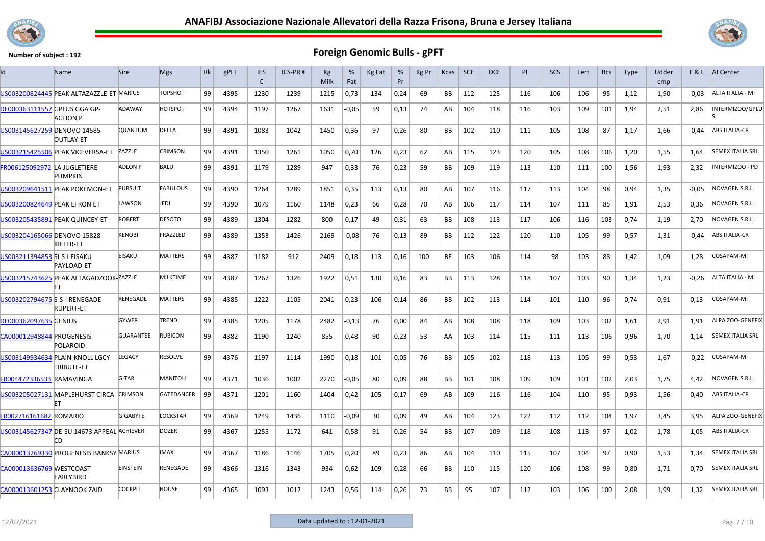# ANAFIBJ Associazione Nazionale Allevatori della Razza Frisona, Bruna e Jersey Italiana

**Number of subject : 192**

## Foreign Genomic Bulls - gPFT

| Id | Name | Sire | Mgs | Rk | gPFT | IES € | ICS-PR € | Kg Milk | % Fat | Kg Fat | % Pr | Kg Pr | Kcas | SCE | DCE | PL | SCS | Fert | Bcs | Type | Udder cmp | F & L | AI Center |
|---|---|---|---|---|---|---|---|---|---|---|---|---|---|---|---|---|---|---|---|---|---|---|---|
| US003200824445 | PEAK ALTAZAZZLE-ET | MARIUS | TOPSHOT | 99 | 4395 | 1230 | 1239 | 1215 | 0,73 | 134 | 0,24 | 69 | BB | 112 | 125 | 116 | 106 | 106 | 95 | 1,12 | 1,90 | -0,03 | ALTA ITALIA - MI |
| DE000363111557 | GPLUS GGA GP-ACTION P | ADAWAY | HOTSPOT | 99 | 4394 | 1197 | 1267 | 1631 | -0,05 | 59 | 0,13 | 74 | AB | 104 | 118 | 116 | 103 | 109 | 101 | 1,94 | 2,51 | 2,86 | INTERMIZOO/GPLUS |
| US003145627259 | DENOVO 14585 OUTLAY-ET | QUANTUM | DELTA | 99 | 4391 | 1083 | 1042 | 1450 | 0,36 | 97 | 0,26 | 80 | BB | 102 | 110 | 111 | 105 | 108 | 87 | 1,17 | 1,66 | -0,44 | ABS ITALIA-CR |
| US003215425506 | PEAK VICEVERSA-ET | ZAZZLE | CRIMSON | 99 | 4391 | 1350 | 1261 | 1050 | 0,70 | 126 | 0,23 | 62 | AB | 115 | 123 | 120 | 105 | 108 | 106 | 1,20 | 1,55 | 1,64 | SEMEX ITALIA SRL |
| FR006125092972 | LA JUGLETIERE PUMPKIN | ADLON P | BALU | 99 | 4391 | 1179 | 1289 | 947 | 0,33 | 76 | 0,23 | 59 | BB | 109 | 119 | 113 | 110 | 111 | 100 | 1,56 | 1,93 | 2,32 | INTERMIZOO - PD |
| US003209641511 | PEAK POKEMON-ET | PURSUIT | FABULOUS | 99 | 4390 | 1264 | 1289 | 1851 | 0,35 | 113 | 0,13 | 80 | AB | 107 | 116 | 117 | 113 | 104 | 98 | 0,94 | 1,35 | -0,05 | NOVAGEN S.R.L. |
| US003200824649 | PEAK EFRON ET | LAWSON | JEDI | 99 | 4390 | 1079 | 1160 | 1148 | 0,23 | 66 | 0,28 | 70 | AB | 106 | 117 | 114 | 107 | 111 | 85 | 1,91 | 2,53 | 0,36 | NOVAGEN S.R.L. |
| US003205435891 | PEAK QUINCEY-ET | ROBERT | DESOTO | 99 | 4389 | 1304 | 1282 | 800 | 0,17 | 49 | 0,31 | 63 | BB | 108 | 113 | 117 | 106 | 116 | 103 | 0,74 | 1,19 | 2,70 | NOVAGEN S.R.L. |
| US003204165066 | DENOVO 15828 KIELER-ET | KENOBI | FRAZZLED | 99 | 4389 | 1353 | 1426 | 2169 | -0,08 | 76 | 0,13 | 89 | BB | 112 | 122 | 120 | 110 | 105 | 99 | 0,57 | 1,31 | -0,44 | ABS ITALIA-CR |
| US003211394853 | SI-S-I EISAKU PAYLOAD-ET | EISAKU | MATTERS | 99 | 4387 | 1182 | 912 | 2409 | 0,18 | 113 | 0,16 | 100 | BE | 103 | 106 | 114 | 98 | 103 | 88 | 1,42 | 1,09 | 1,28 | COSAPAM-MI |
| US003215743625 | PEAK ALTAGADZOOK-ET | ZAZZLE | MILKTIME | 99 | 4387 | 1267 | 1326 | 1922 | 0,51 | 130 | 0,16 | 83 | BB | 113 | 128 | 118 | 107 | 103 | 90 | 1,34 | 1,23 | -0,26 | ALTA ITALIA - MI |
| US003202794675 | S-S-I RENEGADE RUPERT-ET | RENEGADE | MATTERS | 99 | 4385 | 1222 | 1105 | 2041 | 0,23 | 106 | 0,14 | 86 | BB | 102 | 113 | 114 | 101 | 110 | 96 | 0,74 | 0,91 | 0,13 | COSAPAM-MI |
| DE000362097635 | GENIUS | GYWER | TREND | 99 | 4385 | 1205 | 1178 | 2482 | -0,13 | 76 | 0,00 | 84 | AB | 108 | 108 | 118 | 109 | 103 | 102 | 1,61 | 2,91 | 1,91 | ALPA ZOO-GENEFIX |
| CA000012948844 | PROGENESIS POLAROID | GUARANTEE | RUBICON | 99 | 4382 | 1190 | 1240 | 855 | 0,48 | 90 | 0,23 | 53 | AA | 103 | 114 | 115 | 111 | 113 | 106 | 0,96 | 1,70 | 1,14 | SEMEX ITALIA SRL |
| US003149934634 | PLAIN-KNOLL LGCY TRIBUTE-ET | LEGACY | RESOLVE | 99 | 4376 | 1197 | 1114 | 1990 | 0,18 | 101 | 0,05 | 76 | BB | 105 | 102 | 118 | 113 | 105 | 99 | 0,53 | 1,67 | -0,22 | COSAPAM-MI |
| FR004472336533 | RAMAVINGA | GITAR | MANITOU | 99 | 4371 | 1036 | 1002 | 2270 | -0,05 | 80 | 0,09 | 88 | BB | 101 | 108 | 109 | 109 | 101 | 102 | 2,03 | 1,75 | 4,42 | NOVAGEN S.R.L. |
| US003205027131 | MAPLEHURST CIRCA-ET | CRIMSON | GATEDANCER | 99 | 4371 | 1201 | 1160 | 1404 | 0,42 | 105 | 0,17 | 69 | AB | 109 | 116 | 116 | 104 | 110 | 95 | 0,93 | 1,56 | 0,40 | ABS ITALIA-CR |
| FR002716161682 | ROMARIO | GIGABYTE | LOCKSTAR | 99 | 4369 | 1249 | 1436 | 1110 | -0,09 | 30 | 0,09 | 49 | AB | 104 | 123 | 122 | 112 | 112 | 104 | 1,97 | 3,45 | 3,95 | ALPA ZOO-GENEFIX |
| US003145627347 | DE-SU 14673 APPEAL CD | ACHIEVER | DOZER | 99 | 4367 | 1255 | 1172 | 641 | 0,58 | 91 | 0,26 | 54 | BB | 107 | 109 | 118 | 108 | 113 | 97 | 1,02 | 1,78 | 1,05 | ABS ITALIA-CR |
| CA000013269330 | PROGENESIS BANKSY | MARIUS | IMAX | 99 | 4367 | 1186 | 1146 | 1705 | 0,20 | 89 | 0,23 | 86 | AB | 104 | 110 | 115 | 107 | 104 | 97 | 0,90 | 1,53 | 1,34 | SEMEX ITALIA SRL |
| CA000013636769 | WESTCOAST EARLYBIRD | EINSTEIN | RENEGADE | 99 | 4366 | 1316 | 1343 | 934 | 0,62 | 109 | 0,28 | 66 | BB | 110 | 115 | 120 | 106 | 108 | 99 | 0,80 | 1,71 | 0,70 | SEMEX ITALIA SRL |
| CA000013601253 | CLAYNOOK ZAID | COCKPIT | HOUSE | 99 | 4365 | 1093 | 1012 | 1243 | 0,56 | 114 | 0,26 | 73 | BB | 95 | 107 | 112 | 103 | 106 | 100 | 2,08 | 1,99 | 1,32 | SEMEX ITALIA SRL |

12/07/2021

Data updated to : 12-01-2021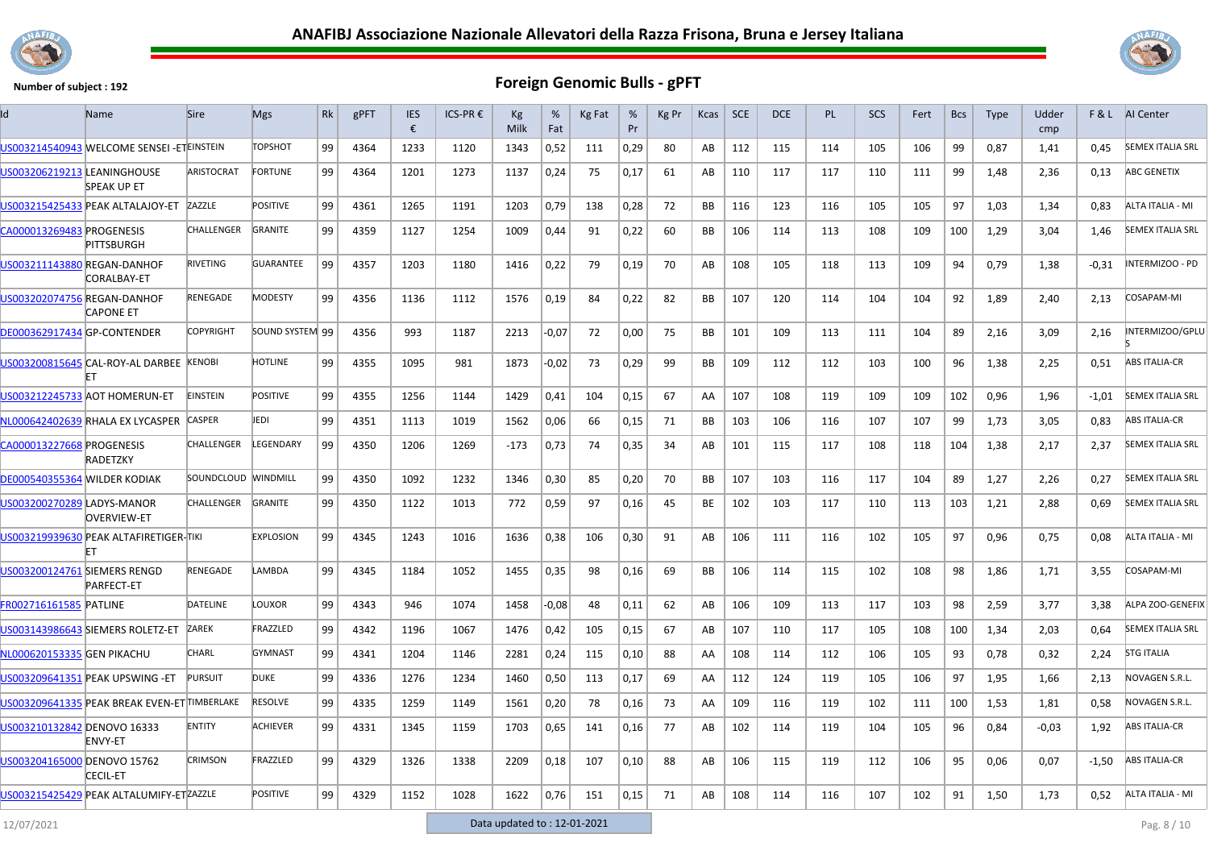# ANAFIBJ Associazione Nazionale Allevatori della Razza Frisona, Bruna e Jersey Italiana

Number of subject : 192

## Foreign Genomic Bulls - gPFT

| Id | Name | Sire | Mgs | Rk | gPFT | IES € | ICS-PR € | Kg Milk | % Fat | Kg Fat | % Pr | Kg Pr | Kcas | SCE | DCE | PL | SCS | Fert | Bcs | Type | Udder cmp | F & L | AI Center |
|---|---|---|---|---|---|---|---|---|---|---|---|---|---|---|---|---|---|---|---|---|---|---|---|
| US003214540943 | WELCOME SENSEI -ET | EINSTEIN | TOPSHOT | 99 | 4364 | 1233 | 1120 | 1343 | 0,52 | 111 | 0,29 | 80 | AB | 112 | 115 | 114 | 105 | 106 | 99 | 0,87 | 1,41 | 0,45 | SEMEX ITALIA SRL |
| US003206219213 | LEANINGHOUSE SPEAK UP ET | ARISTOCRAT | FORTUNE | 99 | 4364 | 1201 | 1273 | 1137 | 0,24 | 75 | 0,17 | 61 | AB | 110 | 117 | 117 | 110 | 111 | 99 | 1,48 | 2,36 | 0,13 | ABC GENETIX |
| US003215425433 | PEAK ALTALAJOY-ET | ZAZZLE | POSITIVE | 99 | 4361 | 1265 | 1191 | 1203 | 0,79 | 138 | 0,28 | 72 | BB | 116 | 123 | 116 | 105 | 105 | 97 | 1,03 | 1,34 | 0,83 | ALTA ITALIA - MI |
| CA000013269483 | PROGENESIS PITTSBURGH | CHALLENGER | GRANITE | 99 | 4359 | 1127 | 1254 | 1009 | 0,44 | 91 | 0,22 | 60 | BB | 106 | 114 | 113 | 108 | 109 | 100 | 1,29 | 3,04 | 1,46 | SEMEX ITALIA SRL |
| US003211143880 | REGAN-DANHOF CORALBAY-ET | RIVETING | GUARANTEE | 99 | 4357 | 1203 | 1180 | 1416 | 0,22 | 79 | 0,19 | 70 | AB | 108 | 105 | 118 | 113 | 109 | 94 | 0,79 | 1,38 | -0,31 | INTERMIZOO - PD |
| US003202074756 | REGAN-DANHOF CAPONE ET | RENEGADE | MODESTY | 99 | 4356 | 1136 | 1112 | 1576 | 0,19 | 84 | 0,22 | 82 | BB | 107 | 120 | 114 | 104 | 104 | 92 | 1,89 | 2,40 | 2,13 | COSAPAM-MI |
| DE000362917434 | GP-CONTENDER | COPYRIGHT | SOUND SYSTEM | 99 | 4356 | 993 | 1187 | 2213 | -0,07 | 72 | 0,00 | 75 | BB | 101 | 109 | 113 | 111 | 104 | 89 | 2,16 | 3,09 | 2,16 | INTERMIZOO/GPLUS |
| US003200815645 | CAL-ROY-AL DARBEE ET | KENOBI | HOTLINE | 99 | 4355 | 1095 | 981 | 1873 | -0,02 | 73 | 0,29 | 99 | BB | 109 | 112 | 112 | 103 | 100 | 96 | 1,38 | 2,25 | 0,51 | ABS ITALIA-CR |
| US003212245733 | AOT HOMERUN-ET | EINSTEIN | POSITIVE | 99 | 4355 | 1256 | 1144 | 1429 | 0,41 | 104 | 0,15 | 67 | AA | 107 | 108 | 119 | 109 | 109 | 102 | 0,96 | 1,96 | -1,01 | SEMEX ITALIA SRL |
| NL000642402639 | RHALA EX LYCASPER | CASPER | JEDI | 99 | 4351 | 1113 | 1019 | 1562 | 0,06 | 66 | 0,15 | 71 | BB | 103 | 106 | 116 | 107 | 107 | 99 | 1,73 | 3,05 | 0,83 | ABS ITALIA-CR |
| CA000013227668 | PROGENESIS RADETZKY | CHALLENGER | LEGENDARY | 99 | 4350 | 1206 | 1269 | -173 | 0,73 | 74 | 0,35 | 34 | AB | 101 | 115 | 117 | 108 | 118 | 104 | 1,38 | 2,17 | 2,37 | SEMEX ITALIA SRL |
| DE000540355364 | WILDER KODIAK | SOUNDCLOUD | WINDMILL | 99 | 4350 | 1092 | 1232 | 1346 | 0,30 | 85 | 0,20 | 70 | BB | 107 | 103 | 116 | 117 | 104 | 89 | 1,27 | 2,26 | 0,27 | SEMEX ITALIA SRL |
| US003200270289 | LADYS-MANOR OVERVIEW-ET | CHALLENGER | GRANITE | 99 | 4350 | 1122 | 1013 | 772 | 0,59 | 97 | 0,16 | 45 | BE | 102 | 103 | 117 | 110 | 113 | 103 | 1,21 | 2,88 | 0,69 | SEMEX ITALIA SRL |
| US003219939630 | PEAK ALTAFIRETIGER-ET | TIKI | EXPLOSION | 99 | 4345 | 1243 | 1016 | 1636 | 0,38 | 106 | 0,30 | 91 | AB | 106 | 111 | 116 | 102 | 105 | 97 | 0,96 | 0,75 | 0,08 | ALTA ITALIA - MI |
| US003200124761 | SIEMERS RENGD PARFECT-ET | RENEGADE | LAMBDA | 99 | 4345 | 1184 | 1052 | 1455 | 0,35 | 98 | 0,16 | 69 | BB | 106 | 114 | 115 | 102 | 108 | 98 | 1,86 | 1,71 | 3,55 | COSAPAM-MI |
| FR002716161585 | PATLINE | DATELINE | LOUXOR | 99 | 4343 | 946 | 1074 | 1458 | -0,08 | 48 | 0,11 | 62 | AB | 106 | 109 | 113 | 117 | 103 | 98 | 2,59 | 3,77 | 3,38 | ALPA ZOO-GENEFIX |
| US003143986643 | SIEMERS ROLETZ-ET | ZAREK | FRAZZLED | 99 | 4342 | 1196 | 1067 | 1476 | 0,42 | 105 | 0,15 | 67 | AB | 107 | 110 | 117 | 105 | 108 | 100 | 1,34 | 2,03 | 0,64 | SEMEX ITALIA SRL |
| NL000620153335 | GEN PIKACHU | CHARL | GYMNAST | 99 | 4341 | 1204 | 1146 | 2281 | 0,24 | 115 | 0,10 | 88 | AA | 108 | 114 | 112 | 106 | 105 | 93 | 0,78 | 0,32 | 2,24 | STG ITALIA |
| US003209641351 | PEAK UPSWING -ET | PURSUIT | DUKE | 99 | 4336 | 1276 | 1234 | 1460 | 0,50 | 113 | 0,17 | 69 | AA | 112 | 124 | 119 | 105 | 106 | 97 | 1,95 | 1,66 | 2,13 | NOVAGEN S.R.L. |
| US003209641335 | PEAK BREAK EVEN-ET | TIMBERLAKE | RESOLVE | 99 | 4335 | 1259 | 1149 | 1561 | 0,20 | 78 | 0,16 | 73 | AA | 109 | 116 | 119 | 102 | 111 | 100 | 1,53 | 1,81 | 0,58 | NOVAGEN S.R.L. |
| US003210132842 | DENOVO 16333 ENVY-ET | ENTITY | ACHIEVER | 99 | 4331 | 1345 | 1159 | 1703 | 0,65 | 141 | 0,16 | 77 | AB | 102 | 114 | 119 | 104 | 105 | 96 | 0,84 | -0,03 | 1,92 | ABS ITALIA-CR |
| US003204165000 | DENOVO 15762 CECIL-ET | CRIMSON | FRAZZLED | 99 | 4329 | 1326 | 1338 | 2209 | 0,18 | 107 | 0,10 | 88 | AB | 106 | 115 | 119 | 112 | 106 | 95 | 0,06 | 0,07 | -1,50 | ABS ITALIA-CR |
| US003215425429 | PEAK ALTALUMIFY-ET | ZAZZLE | POSITIVE | 99 | 4329 | 1152 | 1028 | 1622 | 0,76 | 151 | 0,15 | 71 | AB | 108 | 114 | 116 | 107 | 102 | 91 | 1,50 | 1,73 | 0,52 | ALTA ITALIA - MI |

12/07/2021

Data updated to : 12-01-2021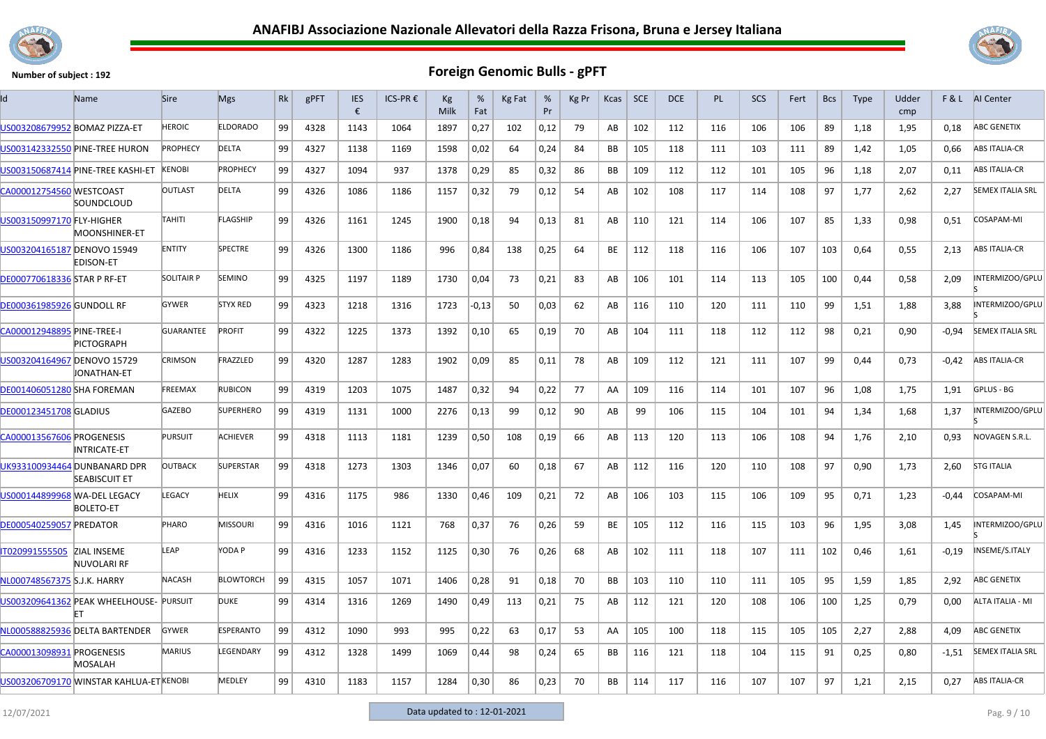# ANAFIBJ Associazione Nazionale Allevatori della Razza Frisona, Bruna e Jersey Italiana

**Number of subject : 192**

## Foreign Genomic Bulls - gPFT

| Id | Name | Sire | Mgs | Rk | gPFT | IES € | ICS-PR € | Kg Milk | % Fat | Kg Fat | % Pr | Kg Pr | Kcas | SCE | DCE | PL | SCS | Fert | Bcs | Type | Udder cmp | F & L | AI Center |
|---|---|---|---|---|---|---|---|---|---|---|---|---|---|---|---|---|---|---|---|---|---|---|---|
| US003208679952 | BOMAZ PIZZA-ET | HEROIC | ELDORADO | 99 | 4328 | 1143 | 1064 | 1897 | 0,27 | 102 | 0,12 | 79 | AB | 102 | 112 | 116 | 106 | 106 | 89 | 1,18 | 1,95 | 0,18 | ABC GENETIX |
| US003142332550 | PINE-TREE HURON | PROPHECY | DELTA | 99 | 4327 | 1138 | 1169 | 1598 | 0,02 | 64 | 0,24 | 84 | BB | 105 | 118 | 111 | 103 | 111 | 89 | 1,42 | 1,05 | 0,66 | ABS ITALIA-CR |
| US003150687414 | PINE-TREE KASHI-ET | KENOBI | PROPHECY | 99 | 4327 | 1094 | 937 | 1378 | 0,29 | 85 | 0,32 | 86 | BB | 109 | 112 | 112 | 101 | 105 | 96 | 1,18 | 2,07 | 0,11 | ABS ITALIA-CR |
| CA000012754560 | WESTCOAST SOUNDCLOUD | OUTLAST | DELTA | 99 | 4326 | 1086 | 1186 | 1157 | 0,32 | 79 | 0,12 | 54 | AB | 102 | 108 | 117 | 114 | 108 | 97 | 1,77 | 2,62 | 2,27 | SEMEX ITALIA SRL |
| US003150997170 | FLY-HIGHER MOONSHINER-ET | TAHITI | FLAGSHIP | 99 | 4326 | 1161 | 1245 | 1900 | 0,18 | 94 | 0,13 | 81 | AB | 110 | 121 | 114 | 106 | 107 | 85 | 1,33 | 0,98 | 0,51 | COSAPAM-MI |
| US003204165187 | DENOVO 15949 EDISON-ET | ENTITY | SPECTRE | 99 | 4326 | 1300 | 1186 | 996 | 0,84 | 138 | 0,25 | 64 | BE | 112 | 118 | 116 | 106 | 107 | 103 | 0,64 | 0,55 | 2,13 | ABS ITALIA-CR |
| DE000770618336 | STAR P RF-ET | SOLITAIR P | SEMINO | 99 | 4325 | 1197 | 1189 | 1730 | 0,04 | 73 | 0,21 | 83 | AB | 106 | 101 | 114 | 113 | 105 | 100 | 0,44 | 0,58 | 2,09 | INTERMIZOO/GPLUS |
| DE000361985926 | GUNDOLL RF | GYWER | STYX RED | 99 | 4323 | 1218 | 1316 | 1723 | -0,13 | 50 | 0,03 | 62 | AB | 116 | 110 | 120 | 111 | 110 | 99 | 1,51 | 1,88 | 3,88 | INTERMIZOO/GPLUS |
| CA000012948895 | PINE-TREE-I PICTOGRAPH | GUARANTEE | PROFIT | 99 | 4322 | 1225 | 1373 | 1392 | 0,10 | 65 | 0,19 | 70 | AB | 104 | 111 | 118 | 112 | 112 | 98 | 0,21 | 0,90 | -0,94 | SEMEX ITALIA SRL |
| US003204164967 | DENOVO 15729 JONATHAN-ET | CRIMSON | FRAZZLED | 99 | 4320 | 1287 | 1283 | 1902 | 0,09 | 85 | 0,11 | 78 | AB | 109 | 112 | 121 | 111 | 107 | 99 | 0,44 | 0,73 | -0,42 | ABS ITALIA-CR |
| DE001406051280 | SHA FOREMAN | FREEMAX | RUBICON | 99 | 4319 | 1203 | 1075 | 1487 | 0,32 | 94 | 0,22 | 77 | AA | 109 | 116 | 114 | 101 | 107 | 96 | 1,08 | 1,75 | 1,91 | GPLUS - BG |
| DE000123451708 | GLADIUS | GAZEBO | SUPERHERO | 99 | 4319 | 1131 | 1000 | 2276 | 0,13 | 99 | 0,12 | 90 | AB | 99 | 106 | 115 | 104 | 101 | 94 | 1,34 | 1,68 | 1,37 | INTERMIZOO/GPLUS |
| CA000013567606 | PROGENESIS INTRICATE-ET | PURSUIT | ACHIEVER | 99 | 4318 | 1113 | 1181 | 1239 | 0,50 | 108 | 0,19 | 66 | AB | 113 | 120 | 113 | 106 | 108 | 94 | 1,76 | 2,10 | 0,93 | NOVAGEN S.R.L. |
| UK933100934464 | DUNBANARD DPR SEABISCUIT ET | OUTBACK | SUPERSTAR | 99 | 4318 | 1273 | 1303 | 1346 | 0,07 | 60 | 0,18 | 67 | AB | 112 | 116 | 120 | 110 | 108 | 97 | 0,90 | 1,73 | 2,60 | STG ITALIA |
| US000144899968 | WA-DEL LEGACY BOLETO-ET | LEGACY | HELIX | 99 | 4316 | 1175 | 986 | 1330 | 0,46 | 109 | 0,21 | 72 | AB | 106 | 103 | 115 | 106 | 109 | 95 | 0,71 | 1,23 | -0,44 | COSAPAM-MI |
| DE000540259057 | PREDATOR | PHARO | MISSOURI | 99 | 4316 | 1016 | 1121 | 768 | 0,37 | 76 | 0,26 | 59 | BE | 105 | 112 | 116 | 115 | 103 | 96 | 1,95 | 3,08 | 1,45 | INTERMIZOO/GPLUS |
| IT020991555505 | ZIAL INSEME NUVOLARI RF | LEAP | YODA P | 99 | 4316 | 1233 | 1152 | 1125 | 0,30 | 76 | 0,26 | 68 | AB | 102 | 111 | 118 | 107 | 111 | 102 | 0,46 | 1,61 | -0,19 | INSEME/S.ITALY |
| NL000748567375 | S.J.K. HARRY | NACASH | BLOWTORCH | 99 | 4315 | 1057 | 1071 | 1406 | 0,28 | 91 | 0,18 | 70 | BB | 103 | 110 | 110 | 111 | 105 | 95 | 1,59 | 1,85 | 2,92 | ABC GENETIX |
| US003209641362 | PEAK WHEELHOUSE-ET | PURSUIT | DUKE | 99 | 4314 | 1316 | 1269 | 1490 | 0,49 | 113 | 0,21 | 75 | AB | 112 | 121 | 120 | 108 | 106 | 100 | 1,25 | 0,79 | 0,00 | ALTA ITALIA - MI |
| NL000588825936 | DELTA BARTENDER | GYWER | ESPERANTO | 99 | 4312 | 1090 | 993 | 995 | 0,22 | 63 | 0,17 | 53 | AA | 105 | 100 | 118 | 115 | 105 | 105 | 2,27 | 2,88 | 4,09 | ABC GENETIX |
| CA000013098931 | PROGENESIS MOSALAH | MARIUS | LEGENDARY | 99 | 4312 | 1328 | 1499 | 1069 | 0,44 | 98 | 0,24 | 65 | BB | 116 | 121 | 118 | 104 | 115 | 91 | 0,25 | 0,80 | -1,51 | SEMEX ITALIA SRL |
| US003206709170 | WINSTAR KAHLUA-ET | KENOBI | MEDLEY | 99 | 4310 | 1183 | 1157 | 1284 | 0,30 | 86 | 0,23 | 70 | BB | 114 | 117 | 116 | 107 | 107 | 97 | 1,21 | 2,15 | 0,27 | ABS ITALIA-CR |

12/07/2021

Data updated to : 12-01-2021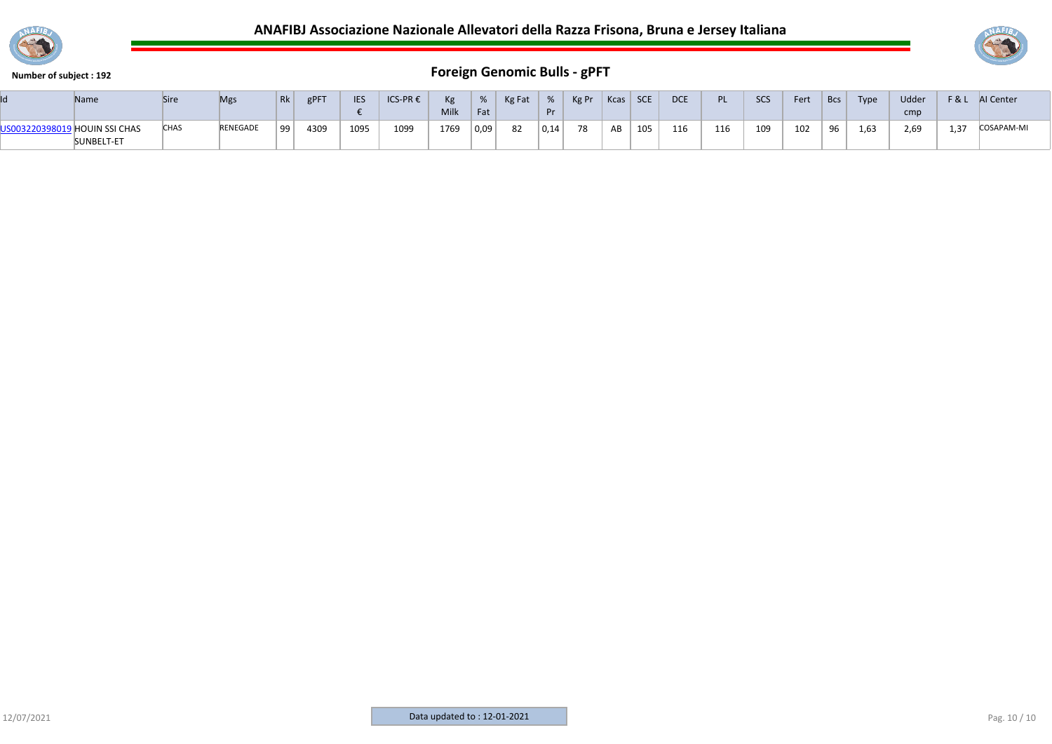# ANAFIBJ Associazione Nazionale Allevatori della Razza Frisona, Bruna e Jersey Italiana

**Number of subject : 192**

## Foreign Genomic Bulls - gPFT

| Id | Name | Sire | Mgs | Rk | gPFT | IES € | ICS-PR € | Kg Milk | % Fat | Kg Fat | % Pr | Kg Pr | Kcas | SCE | DCE | PL | SCS | Fert | Bcs | Type | Udder cmp | F & L | AI Center |
|---|---|---|---|---|---|---|---|---|---|---|---|---|---|---|---|---|---|---|---|---|---|---|---|
| US003220398019 | HOUIN SSI CHAS SUNBELT-ET | CHAS | RENEGADE | 99 | 4309 | 1095 | 1099 | 1769 | 0,09 | 82 | 0,14 | 78 | AB | 105 | 116 | 116 | 109 | 102 | 96 | 1,63 | 2,69 | 1,37 | COSAPAM-MI |

12/07/2021

Data updated to : 12-01-2021